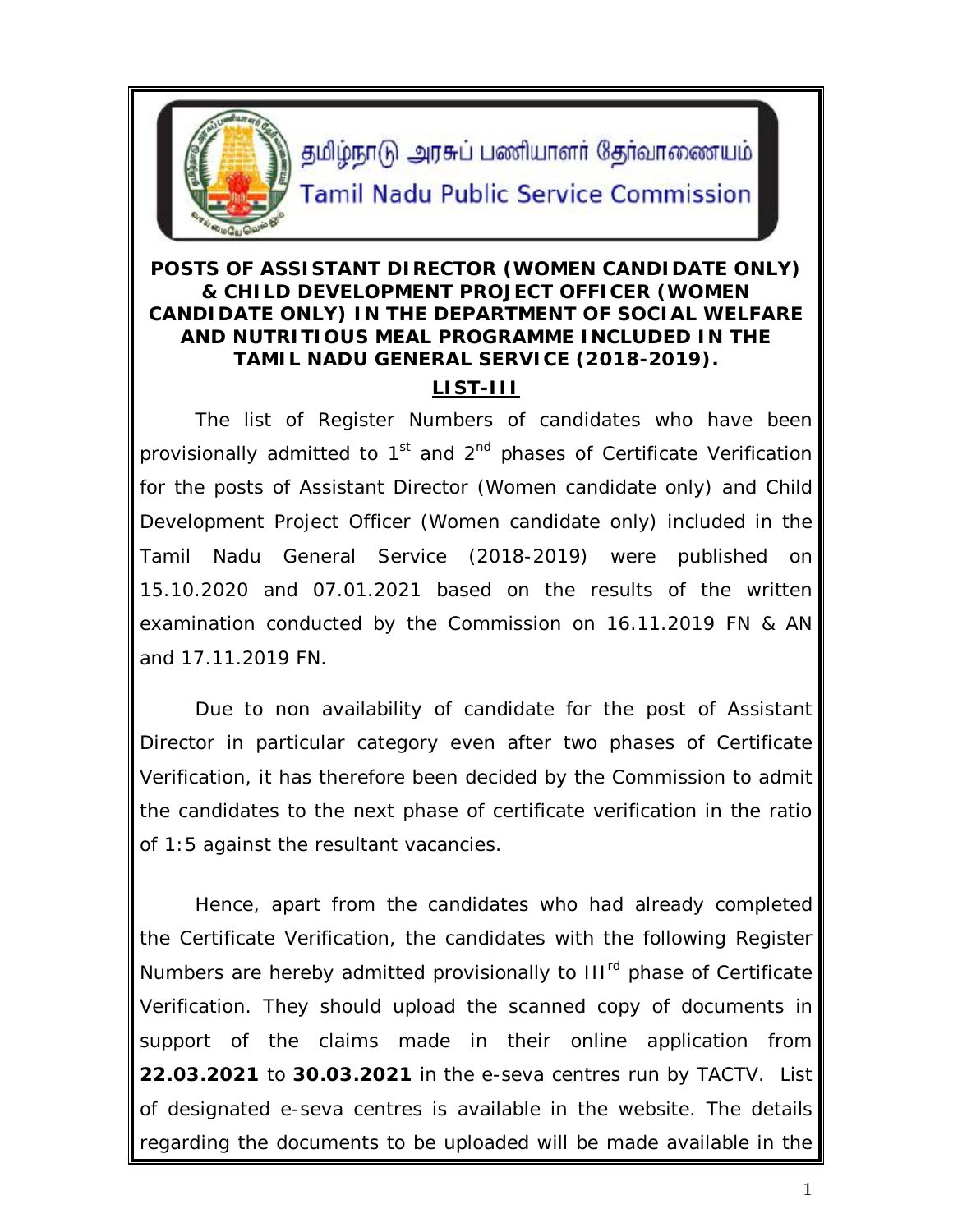தமிழ்நாடு அரசுப் பணியாளர் தேர்வாணையம்

Tamil Nadu Public Service Commission

**POSTS OF ASSISTANT DIRECTOR (WOMEN CANDIDATE ONLY) & CHILD DEVELOPMENT PROJECT OFFICER (WOMEN CANDIDATE ONLY) IN THE DEPARTMENT OF SOCIAL WELFARE AND NUTRITIOUS MEAL PROGRAMME INCLUDED IN THE TAMIL NADU GENERAL SERVICE (2018-2019).**

**LIST-III**

The list of Register Numbers of candidates who have been provisionally admitted to 1st and 2nd phases of Certificate Verification for the posts of Assistant Director (Women candidate only) and Child Development Project Officer (Women candidate only) included in the Tamil Nadu General Service (2018-2019) were published on 15.10.2020 and 07.01.2021 based on the results of the written examination conducted by the Commission on 16.11.2019 FN & AN and 17.11.2019 FN.

Due to non availability of candidate for the post of Assistant Director in particular category even after two phases of Certificate Verification, it has therefore been decided by the Commission to admit the candidates to the next phase of certificate verification in the ratio of 1:5 against the resultant vacancies.

Hence, apart from the candidates who had already completed the Certificate Verification, the candidates with the following Register Numbers are hereby admitted provisionally to IIIrd phase of Certificate Verification. They should upload the scanned copy of documents in support of the claims made in their online application from **22.03.2021** to **30.03.2021** in the e-seva centres run by TACTV. List of designated e-seva centres is available in the website. The details regarding the documents to be uploaded will be made available in the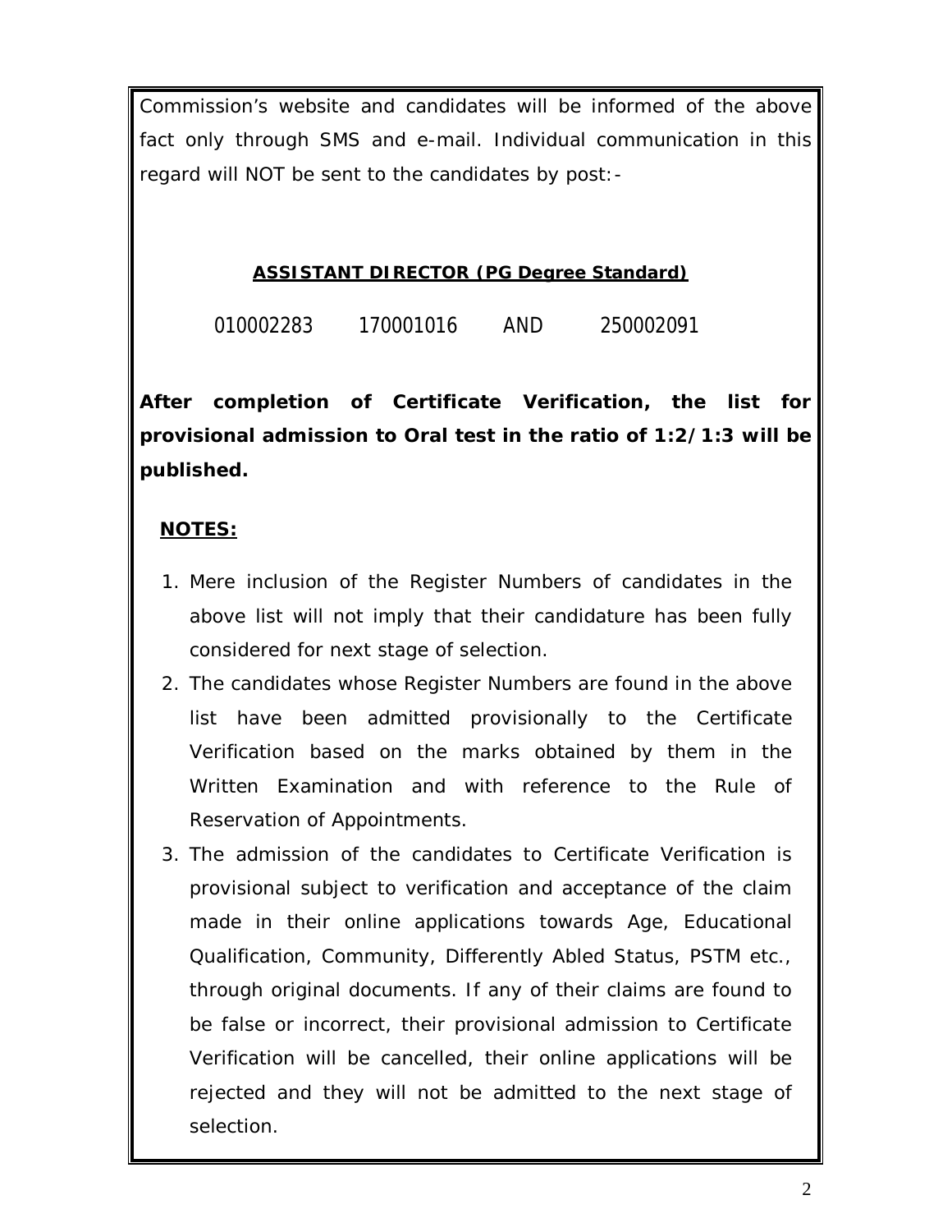Commission's website and candidates will be informed of the above fact only through SMS and e-mail. Individual communication in this regard will NOT be sent to the candidates by post:-

**ASSISTANT DIRECTOR (PG Degree Standard)**

010002283 170001016 AND 250002091

**After completion of Certificate Verification, the list for provisional admission to Oral test in the ratio of 1:2/1:3 will be published.**

**NOTES:**

1. Mere inclusion of the Register Numbers of candidates in the above list will not imply that their candidature has been fully considered for next stage of selection.
2. The candidates whose Register Numbers are found in the above list have been admitted provisionally to the Certificate Verification based on the marks obtained by them in the Written Examination and with reference to the Rule of Reservation of Appointments.
3. The admission of the candidates to Certificate Verification is provisional subject to verification and acceptance of the claim made in their online applications towards Age, Educational Qualification, Community, Differently Abled Status, PSTM etc., through original documents. If any of their claims are found to be false or incorrect, their provisional admission to Certificate Verification will be cancelled, their online applications will be rejected and they will not be admitted to the next stage of selection.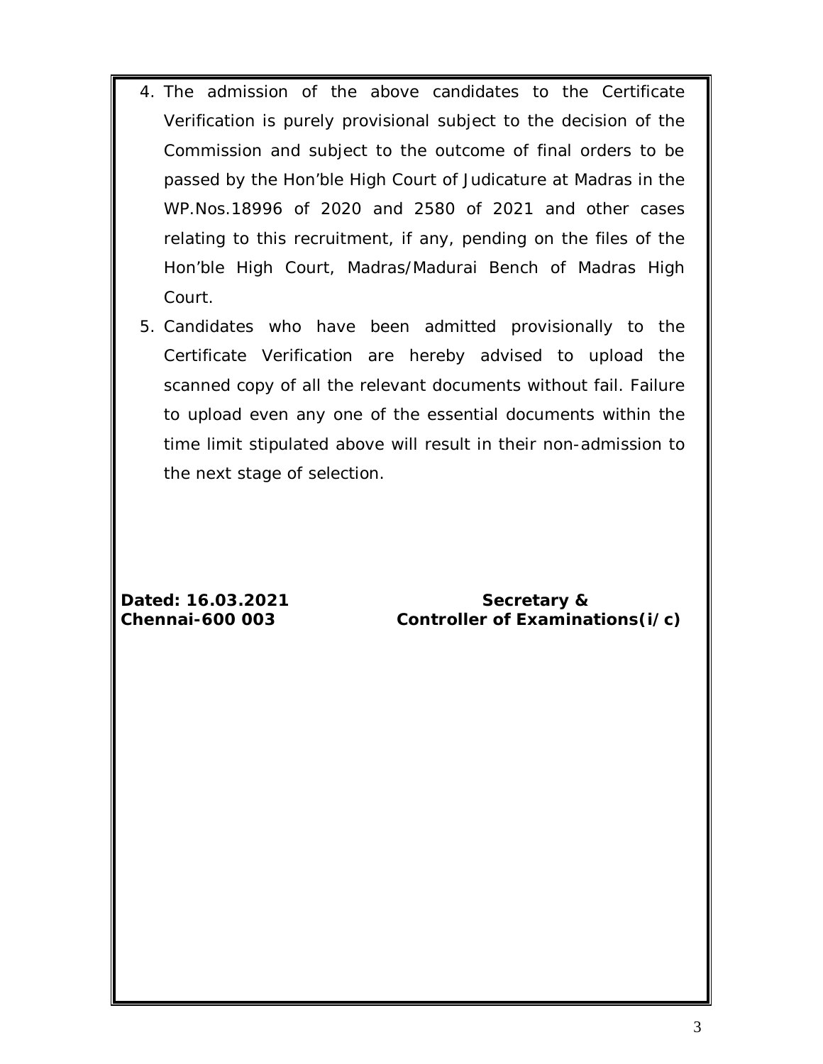4. The admission of the above candidates to the Certificate Verification is purely provisional subject to the decision of the Commission and subject to the outcome of final orders to be passed by the Hon'ble High Court of Judicature at Madras in the WP.Nos.18996 of 2020 and 2580 of 2021 and other cases relating to this recruitment, if any, pending on the files of the Hon'ble High Court, Madras/Madurai Bench of Madras High Court.
5. Candidates who have been admitted provisionally to the Certificate Verification are hereby advised to upload the scanned copy of all the relevant documents without fail. Failure to upload even any one of the essential documents within the time limit stipulated above will result in their non-admission to the next stage of selection.

**Dated: 16.03.2021**
**Chennai-600 003**

**Secretary &**
**Controller of Examinations(i/c)**